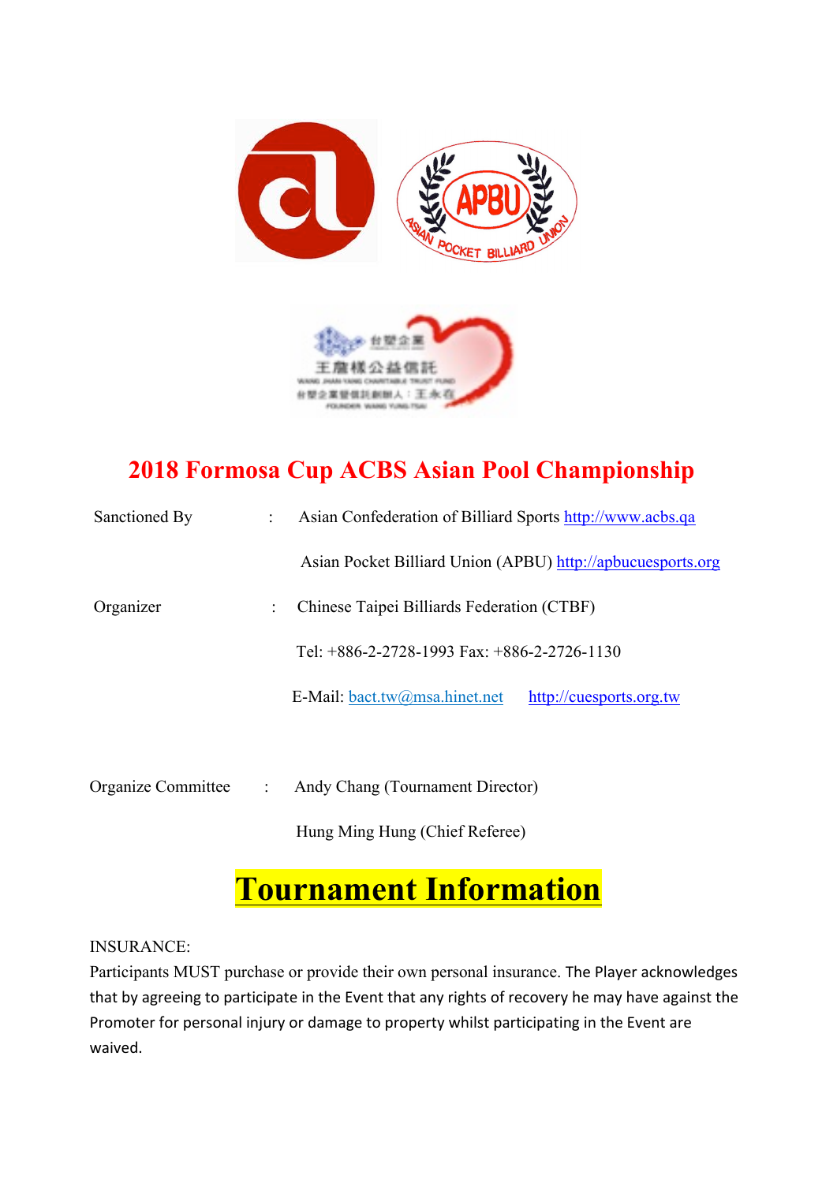# 2018 Formosa Cup ACBS Asian Pool Championship

| | | |
|---|---|---|
| Sanctioned By | : | Asian Confederation of Billiard Sports http://www.acbs.qa |
| | | Asian Pocket Billiard Union (APBU) http://apbucuesports.org |
| Organizer | : | Chinese Taipei Billiards Federation (CTBF) |
| | | Tel: +886-2-2728-1993 Fax: +886-2-2726-1130 |
| | | E-Mail: bact.tw@msa.hinet.net http://cuesports.org.tw |
| Organize Committee | : | Andy Chang (Tournament Director) |
| | | Hung Ming Hung (Chief Referee) |

# Tournament Information

INSURANCE:

Participants MUST purchase or provide their own personal insurance. The Player acknowledges that by agreeing to participate in the Event that any rights of recovery he may have against the Promoter for personal injury or damage to property whilst participating in the Event are waived.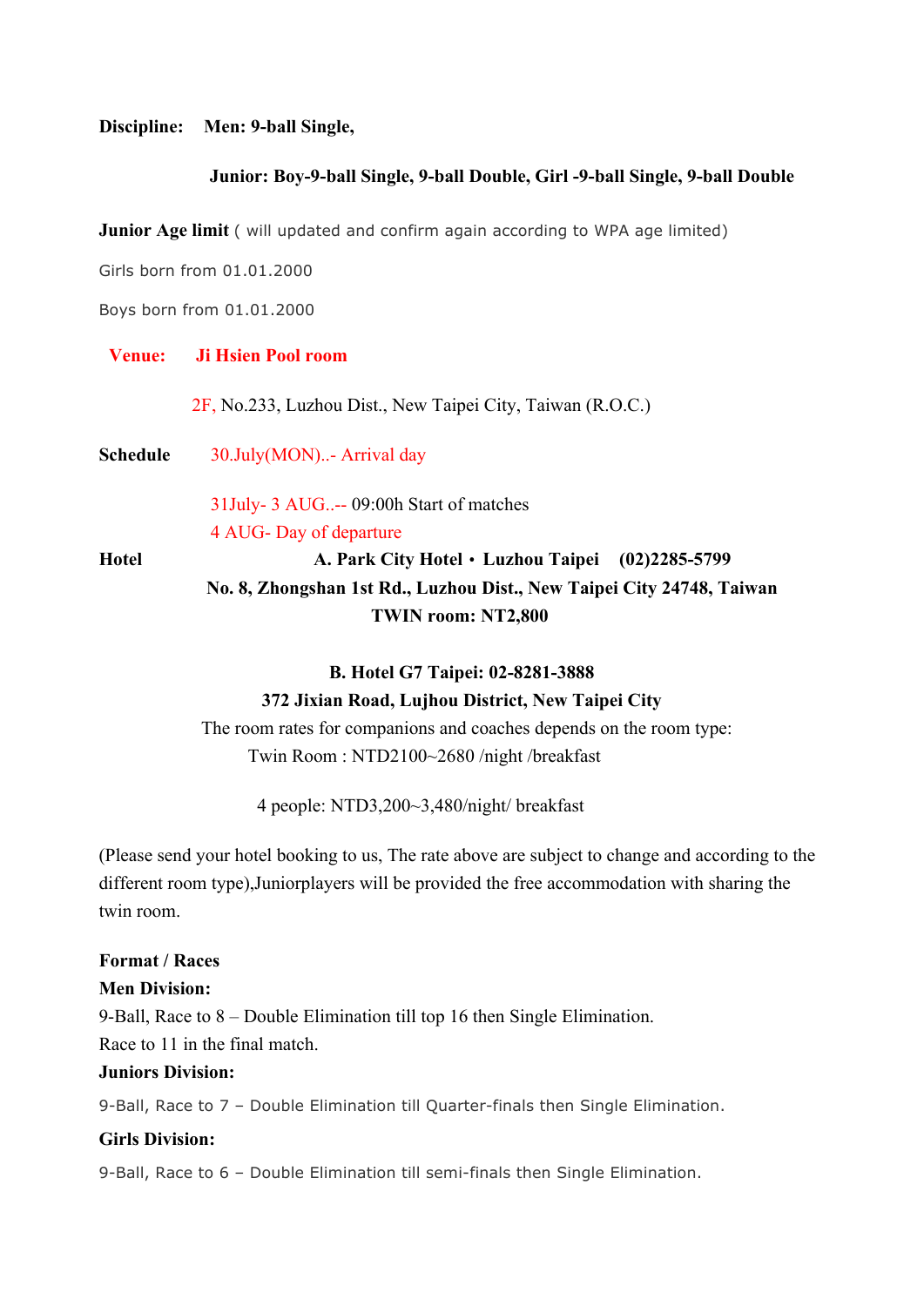**Discipline:** **Men: 9-ball Single,**

**Junior: Boy-9-ball Single, 9-ball Double, Girl -9-ball Single, 9-ball Double**

**Junior Age limit** ( will updated and confirm again according to WPA age limited)

Girls born from 01.01.2000

Boys born from 01.01.2000

**Venue:** **Ji Hsien Pool room**

2F, No.233, Luzhou Dist., New Taipei City, Taiwan (R.O.C.)

**Schedule** 30.July(MON)..- Arrival day

31July- 3 AUG..-- 09:00h Start of matches

4 AUG- Day of departure

**Hotel** **A. Park City Hotel・Luzhou Taipei (02)2285-5799**

**No. 8, Zhongshan 1st Rd., Luzhou Dist., New Taipei City 24748, Taiwan**

**TWIN room: NT2,800**

**B. Hotel G7 Taipei: 02-8281-3888**

**372 Jixian Road, Lujhou District, New Taipei City**

The room rates for companions and coaches depends on the room type:

Twin Room : NTD2100~2680 /night /breakfast

4 people: NTD3,200~3,480/night/ breakfast

(Please send your hotel booking to us, The rate above are subject to change and according to the different room type),Juniorplayers will be provided the free accommodation with sharing the twin room.

**Format / Races**

**Men Division:**

9-Ball, Race to 8 – Double Elimination till top 16 then Single Elimination.

Race to 11 in the final match.

**Juniors Division:**

9-Ball, Race to 7 – Double Elimination till Quarter-finals then Single Elimination.

**Girls Division:**

9-Ball, Race to 6 – Double Elimination till semi-finals then Single Elimination.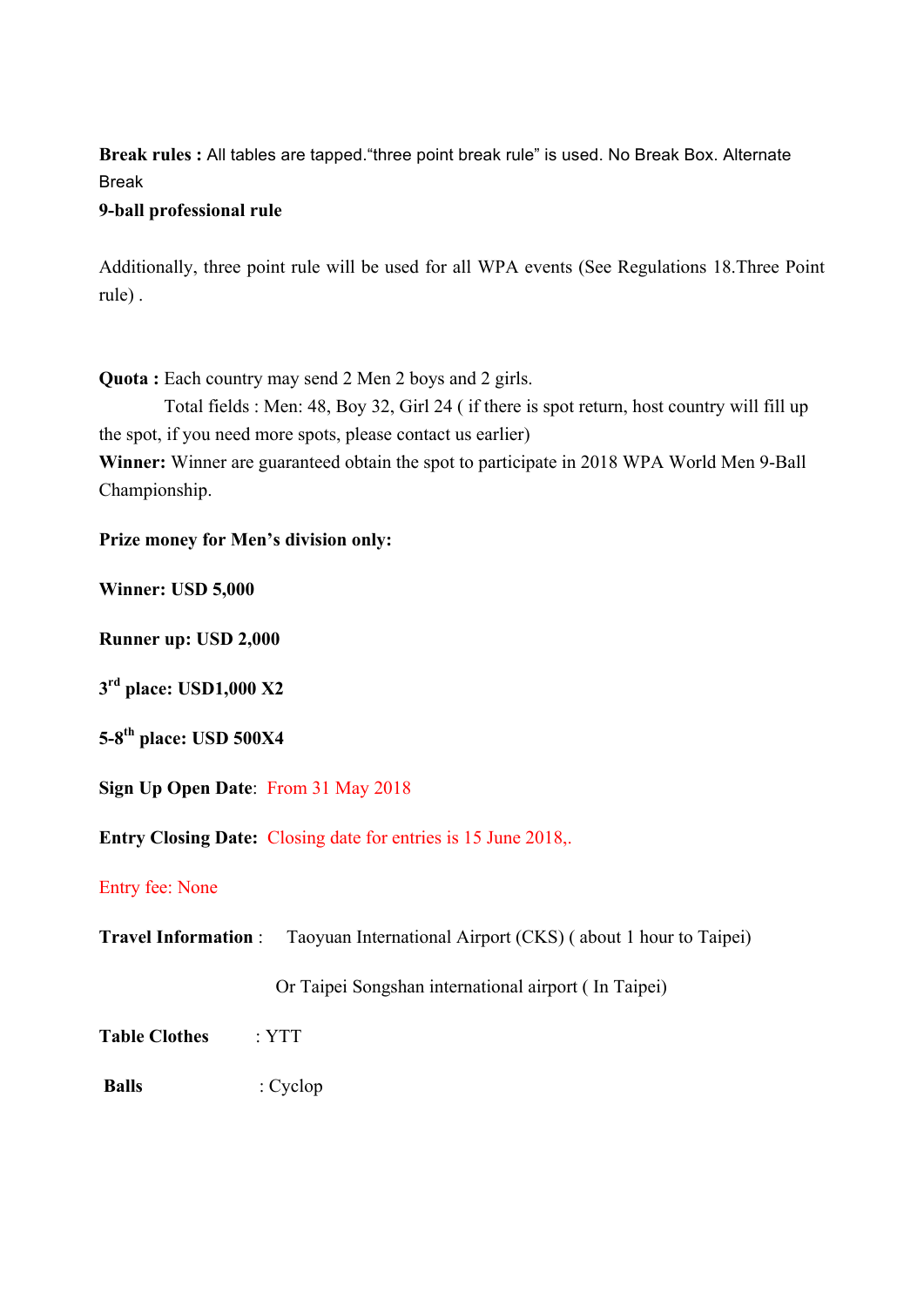**Break rules :** All tables are tapped."three point break rule" is used. No Break Box. Alternate Break

**9-ball professional rule**

Additionally, three point rule will be used for all WPA events (See Regulations 18.Three Point rule) .

**Quota :** Each country may send 2 Men 2 boys and 2 girls.

Total fields : Men: 48, Boy 32, Girl 24 ( if there is spot return, host country will fill up the spot, if you need more spots, please contact us earlier)

**Winner:** Winner are guaranteed obtain the spot to participate in 2018 WPA World Men 9-Ball Championship.

**Prize money for Men's division only:**

**Winner: USD 5,000**

**Runner up: USD 2,000**

**3rd place: USD1,000 X2**

**5-8th place: USD 500X4**

**Sign Up Open Date**: From 31 May 2018

**Entry Closing Date:** Closing date for entries is 15 June 2018,.

Entry fee: None

**Travel Information** : Taoyuan International Airport (CKS) ( about 1 hour to Taipei)

Or Taipei Songshan international airport ( In Taipei)

**Table Clothes** : YTT

**Balls** : Cyclop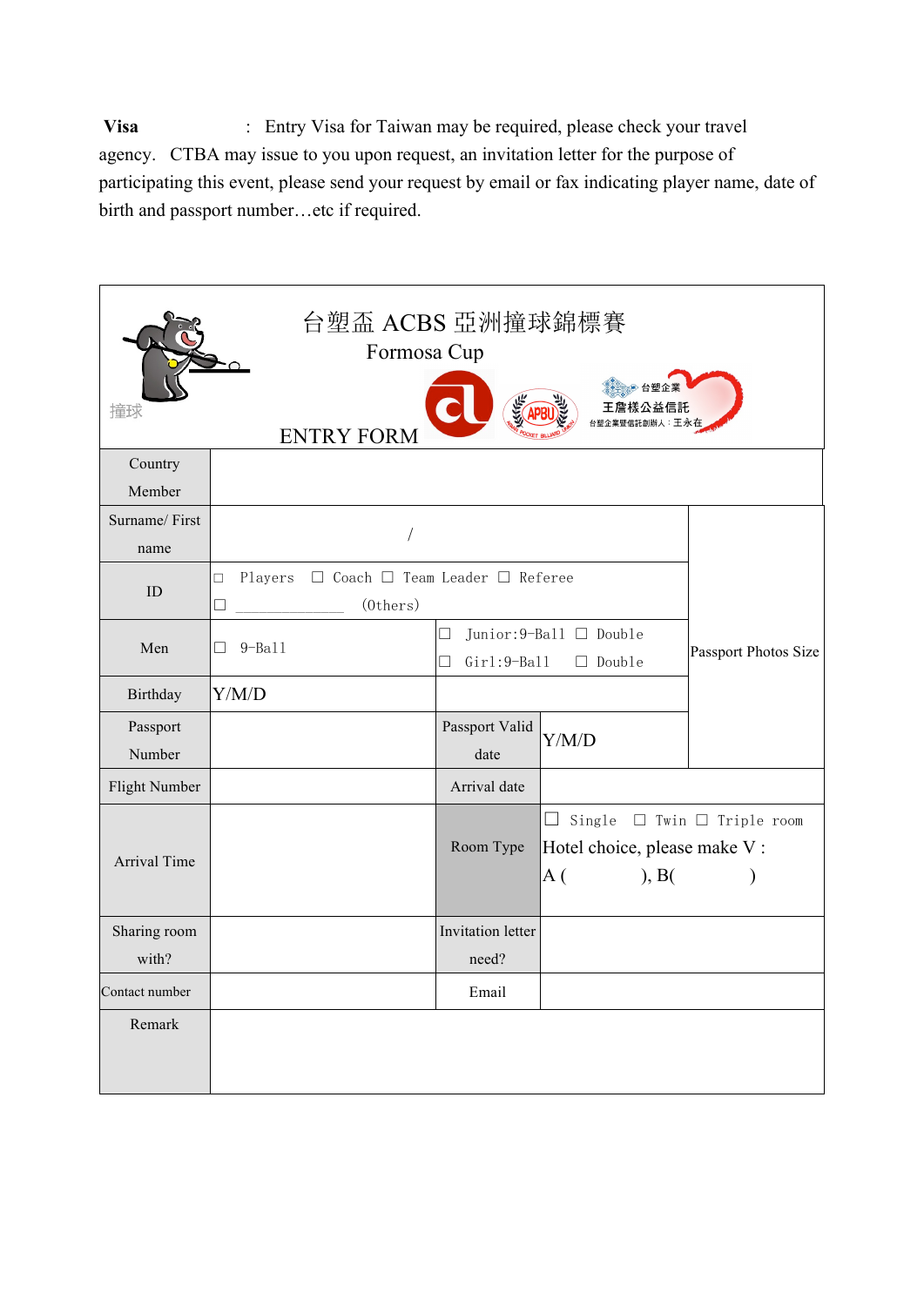**Visa** : Entry Visa for Taiwan may be required, please check your travel agency. CTBA may issue to you upon request, an invitation letter for the purpose of participating this event, please send your request by email or fax indicating player name, date of birth and passport number…etc if required.

撞球

台塑盃 ACBS 亞洲撞球錦標賽

Formosa Cup

ENTRY FORM

台塑企業

王詹樣公益信託

台塑企業暨信託創辦人：王永在

| | | | | |
|---|---|---|---|---|
| Country Member | | | | |
| Surname/ First name | / | | | Passport Photos Size |
| ID | □ Players □ Coach □ Team Leader □ Referee<br>□ ____________ (Others) | | | |
| Men | □ 9-Ball | □ Junior:9-Ball □ Double<br>□ Girl:9-Ball □ Double | | |
| Birthday | Y/M/D | | | |
| Passport Number | | Passport Valid date | Y/M/D | |
| Flight Number | | Arrival date | | |
| Arrival Time | | Room Type | □ Single □ Twin □ Triple room<br>Hotel choice, please make V :<br>A ( ), B( ) | |
| Sharing room with? | | Invitation letter need? | | |
| Contact number | | Email | | |
| Remark | | | | |